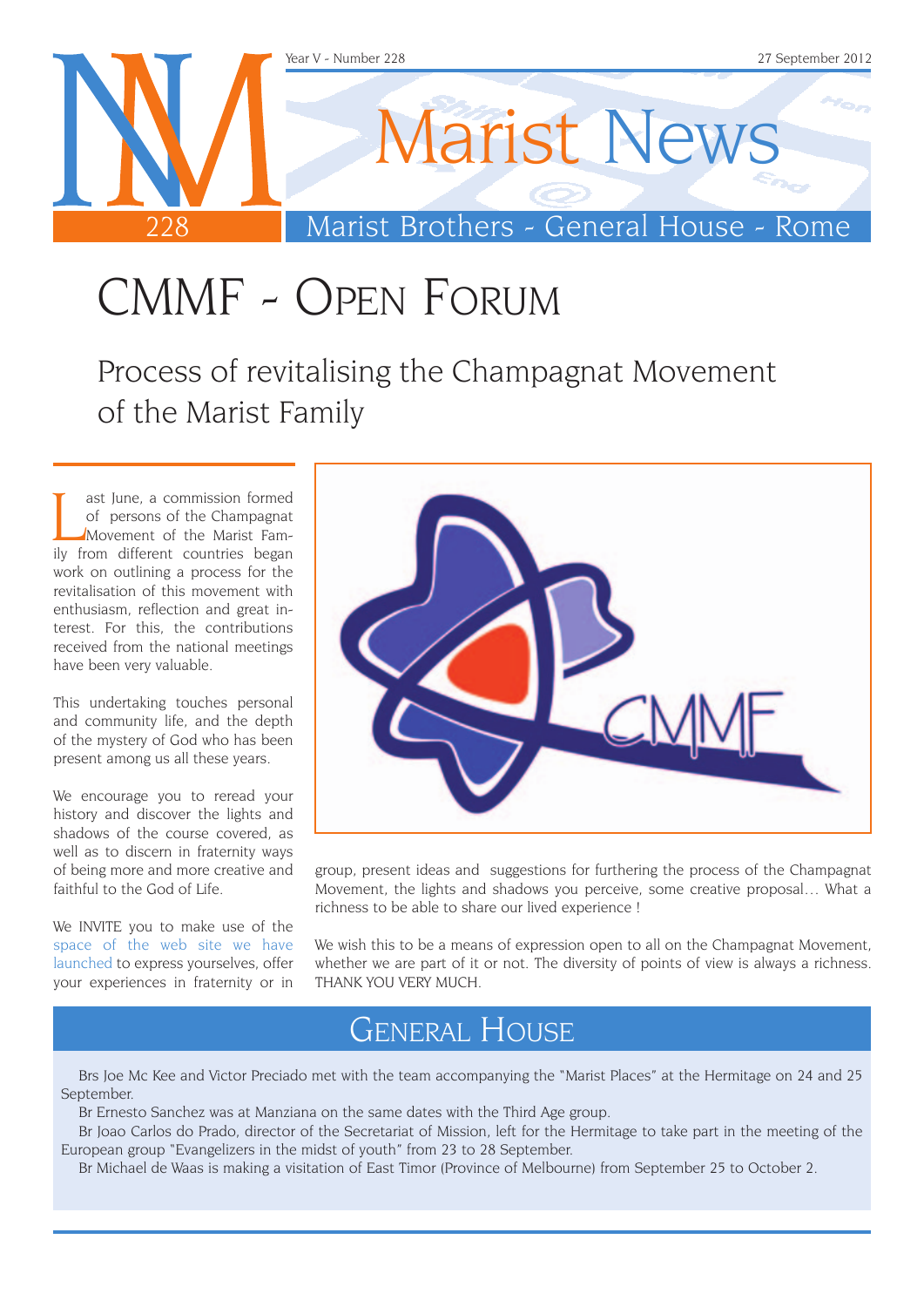Year V - Number 228 — 27 September 2012

# Marist News

Marist Brothers - General House - Rome

# CMMF - Open Forum

## Process of revitalising the Champagnat Movement of the Marist Family

Last June, a commission formed of persons of the Champagnat Movement of the Marist Family from different countries began work on outlining a process for the revitalisation of this movement with enthusiasm, reflection and great interest. For this, the contributions received from the national meetings have been very valuable.

This undertaking touches personal and community life, and the depth of the mystery of God who has been present among us all these years.

We encourage you to reread your history and discover the lights and shadows of the course covered, as well as to discern in fraternity ways of being more and more creative and faithful to the God of Life.

We INVITE you to make use of the space of the web site we have launched to express yourselves, offer your experiences in fraternity or in group, present ideas and suggestions for furthering the process of the Champagnat Movement, the lights and shadows you perceive, some creative proposal… What a richness to be able to share our lived experience !

We wish this to be a means of expression open to all on the Champagnat Movement, whether we are part of it or not. The diversity of points of view is always a richness. THANK YOU VERY MUCH.

## General House

Brs Joe Mc Kee and Victor Preciado met with the team accompanying the "Marist Places" at the Hermitage on 24 and 25 September.

Br Ernesto Sanchez was at Manziana on the same dates with the Third Age group.

Br Joao Carlos do Prado, director of the Secretariat of Mission, left for the Hermitage to take part in the meeting of the European group "Evangelizers in the midst of youth" from 23 to 28 September.

Br Michael de Waas is making a visitation of East Timor (Province of Melbourne) from September 25 to October 2.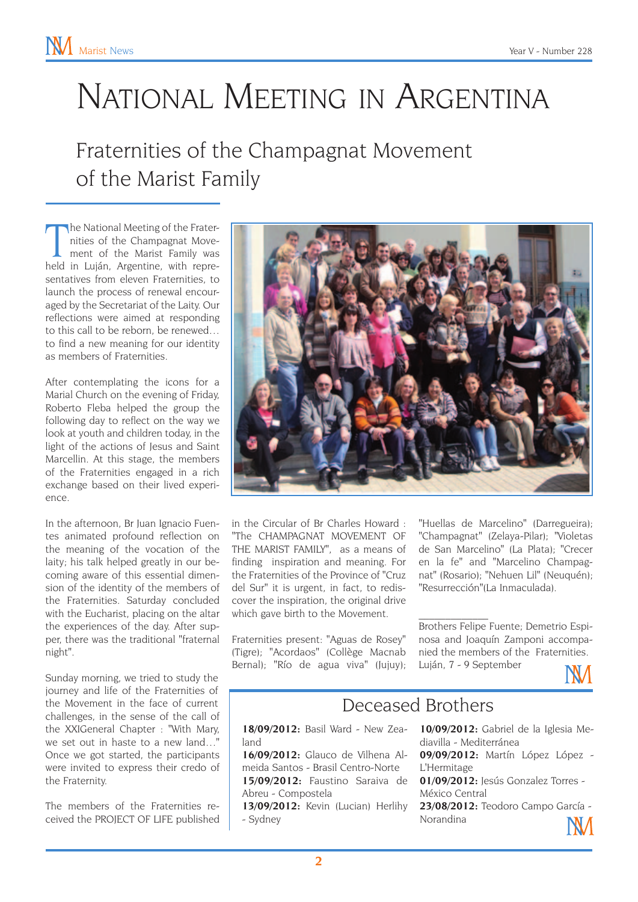# National Meeting in Argentina

## Fraternities of the Champagnat Movement of the Marist Family

The National Meeting of the Fraternities of the Champagnat Movement of the Marist Family was held in Luján, Argentine, with representatives from eleven Fraternities, to launch the process of renewal encouraged by the Secretariat of the Laity. Our reflections were aimed at responding to this call to be reborn, be renewed… to find a new meaning for our identity as members of Fraternities.

After contemplating the icons for a Marial Church on the evening of Friday, Roberto Fleba helped the group the following day to reflect on the way we look at youth and children today, in the light of the actions of Jesus and Saint Marcellin. At this stage, the members of the Fraternities engaged in a rich exchange based on their lived experience.

In the afternoon, Br Juan Ignacio Fuentes animated profound reflection on the meaning of the vocation of the laity; his talk helped greatly in our becoming aware of this essential dimension of the identity of the members of the Fraternities. Saturday concluded with the Eucharist, placing on the altar the experiences of the day. After supper, there was the traditional "fraternal night".

Sunday morning, we tried to study the journey and life of the Fraternities of the Movement in the face of current challenges, in the sense of the call of the XXIGeneral Chapter : "With Mary, we set out in haste to a new land…" Once we got started, the participants were invited to express their credo of the Fraternity.

The members of the Fraternities received the PROJECT OF LIFE published in the Circular of Br Charles Howard : "The CHAMPAGNAT MOVEMENT OF THE MARIST FAMILY", as a means of finding inspiration and meaning. For the Fraternities of the Province of "Cruz del Sur" it is urgent, in fact, to rediscover the inspiration, the original drive which gave birth to the Movement.

Fraternities present: "Aguas de Rosey" (Tigre); "Acordaos" (Collège Macnab Bernal); "Río de agua viva" (Jujuy); "Huellas de Marcelino" (Darregueira); "Champagnat" (Zelaya-Pilar); "Violetas de San Marcelino" (La Plata); "Crecer en la fe" and "Marcelino Champagnat" (Rosario); "Nehuen Lil" (Neuquén); "Resurrección"(La Inmaculada).

---

Brothers Felipe Fuente; Demetrio Espinosa and Joaquín Zamponi accompanied the members of the Fraternities.
Luján, 7 - 9 September

## Deceased Brothers

**18/09/2012:** Basil Ward - New Zealand
**16/09/2012:** Glauco de Vilhena Almeida Santos - Brasil Centro-Norte
**15/09/2012:** Faustino Saraiva de Abreu - Compostela
**13/09/2012:** Kevin (Lucian) Herlihy - Sydney
**10/09/2012:** Gabriel de la Iglesia Mediavilla - Mediterránea
**09/09/2012:** Martín López López - L'Hermitage
**01/09/2012:** Jesús Gonzalez Torres - México Central
**23/08/2012:** Teodoro Campo García - Norandina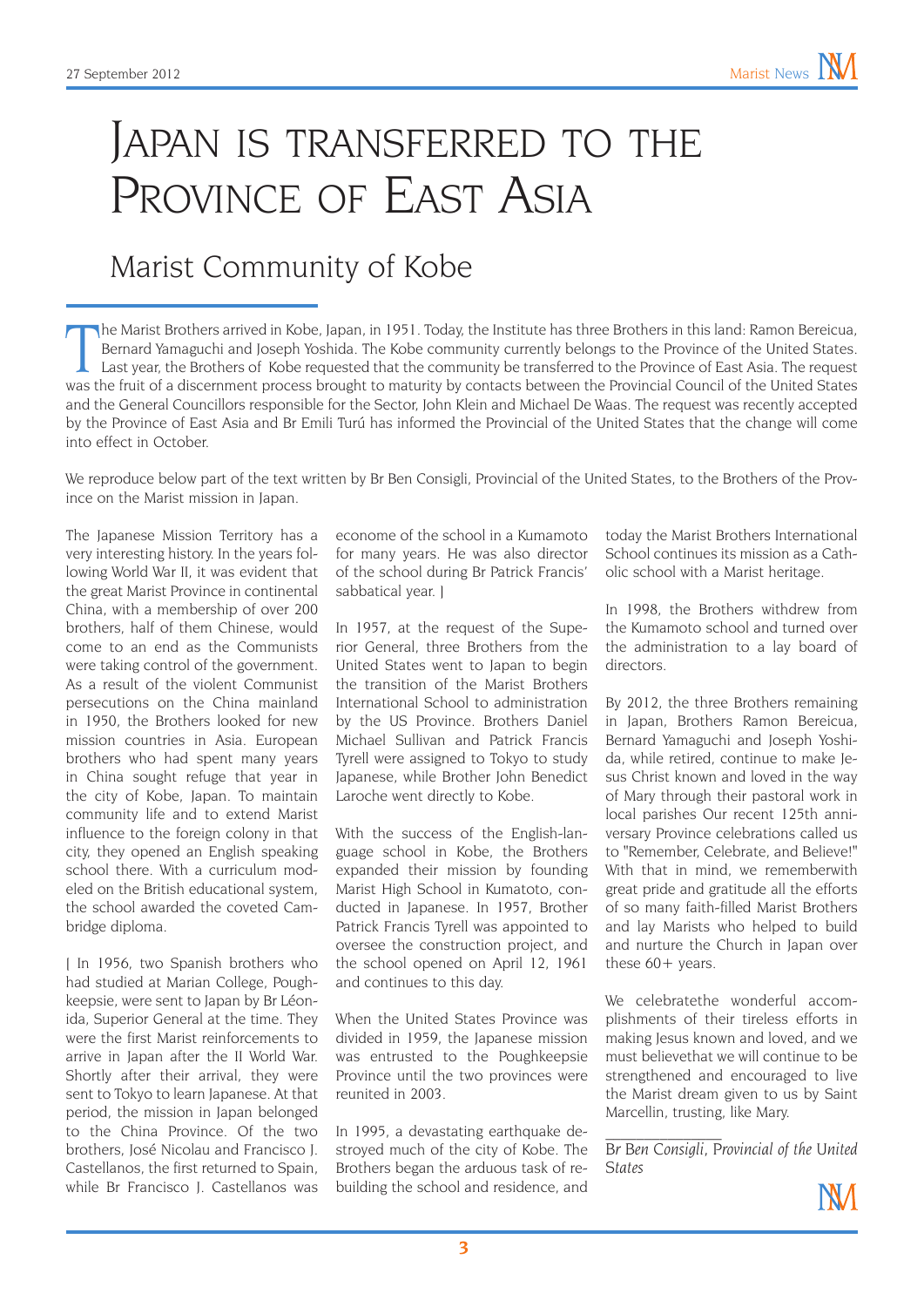# Japan is transferred to the Province of East Asia

## Marist Community of Kobe

The Marist Brothers arrived in Kobe, Japan, in 1951. Today, the Institute has three Brothers in this land: Ramon Bereicua, Bernard Yamaguchi and Joseph Yoshida. The Kobe community currently belongs to the Province of the United States. Last year, the Brothers of Kobe requested that the community be transferred to the Province of East Asia. The request was the fruit of a discernment process brought to maturity by contacts between the Provincial Council of the United States and the General Councillors responsible for the Sector, John Klein and Michael De Waas. The request was recently accepted by the Province of East Asia and Br Emili Turú has informed the Provincial of the United States that the change will come into effect in October.

We reproduce below part of the text written by Br Ben Consigli, Provincial of the United States, to the Brothers of the Province on the Marist mission in Japan.

The Japanese Mission Territory has a very interesting history. In the years following World War II, it was evident that the great Marist Province in continental China, with a membership of over 200 brothers, half of them Chinese, would come to an end as the Communists were taking control of the government. As a result of the violent Communist persecutions on the China mainland in 1950, the Brothers looked for new mission countries in Asia. European brothers who had spent many years in China sought refuge that year in the city of Kobe, Japan. To maintain community life and to extend Marist influence to the foreign colony in that city, they opened an English speaking school there. With a curriculum modeled on the British educational system, the school awarded the coveted Cambridge diploma.

| In 1956, two Spanish brothers who had studied at Marian College, Poughkeepsie, were sent to Japan by Br Léonida, Superior General at the time. They were the first Marist reinforcements to arrive in Japan after the II World War. Shortly after their arrival, they were sent to Tokyo to learn Japanese. At that period, the mission in Japan belonged to the China Province. Of the two brothers, José Nicolau and Francisco J. Castellanos, the first returned to Spain, while Br Francisco J. Castellanos was econome of the school in a Kumamoto for many years. He was also director of the school during Br Patrick Francis' sabbatical year. |

In 1957, at the request of the Superior General, three Brothers from the United States went to Japan to begin the transition of the Marist Brothers International School to administration by the US Province. Brothers Daniel Michael Sullivan and Patrick Francis Tyrell were assigned to Tokyo to study Japanese, while Brother John Benedict Laroche went directly to Kobe.

With the success of the English-language school in Kobe, the Brothers expanded their mission by founding Marist High School in Kumatoto, conducted in Japanese. In 1957, Brother Patrick Francis Tyrell was appointed to oversee the construction project, and the school opened on April 12, 1961 and continues to this day.

When the United States Province was divided in 1959, the Japanese mission was entrusted to the Poughkeepsie Province until the two provinces were reunited in 2003.

In 1995, a devastating earthquake destroyed much of the city of Kobe. The Brothers began the arduous task of rebuilding the school and residence, and today the Marist Brothers International School continues its mission as a Catholic school with a Marist heritage.

In 1998, the Brothers withdrew from the Kumamoto school and turned over the administration to a lay board of directors.

By 2012, the three Brothers remaining in Japan, Brothers Ramon Bereicua, Bernard Yamaguchi and Joseph Yoshida, while retired, continue to make Jesus Christ known and loved in the way of Mary through their pastoral work in local parishes Our recent 125th anniversary Province celebrations called us to "Remember, Celebrate, and Believe!" With that in mind, we rememberwith great pride and gratitude all the efforts of so many faith-filled Marist Brothers and lay Marists who helped to build and nurture the Church in Japan over these 60+ years.

We celebratethe wonderful accomplishments of their tireless efforts in making Jesus known and loved, and we must believethat we will continue to be strengthened and encouraged to live the Marist dream given to us by Saint Marcellin, trusting, like Mary.

---

*Br Ben Consigli, Provincial of the United States*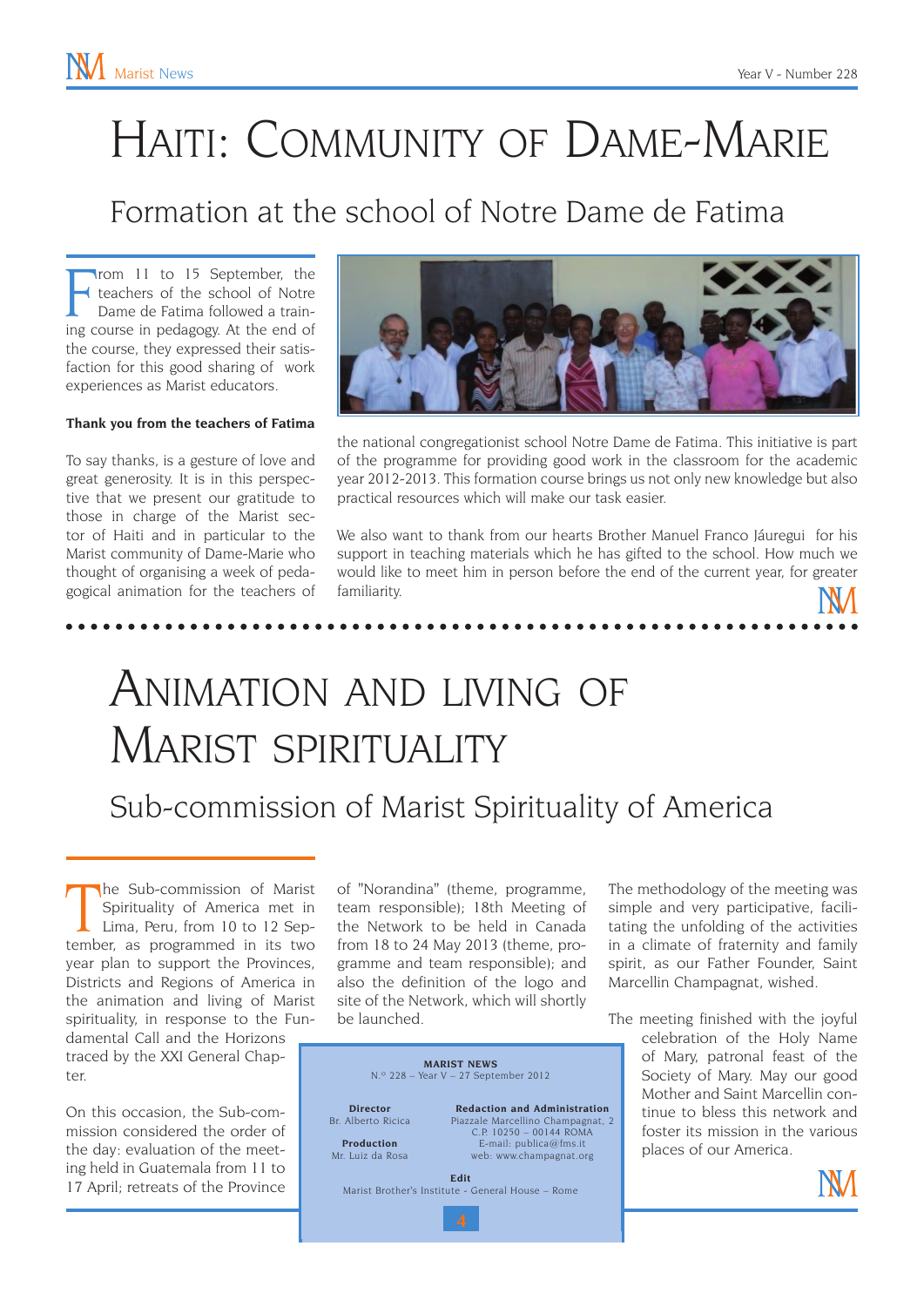# HAITI: COMMUNITY OF DAME-MARIE

## Formation at the school of Notre Dame de Fatima

From 11 to 15 September, the teachers of the school of Notre Dame de Fatima followed a training course in pedagogy. At the end of the course, they expressed their satisfaction for this good sharing of work experiences as Marist educators.

**Thank you from the teachers of Fatima**

To say thanks, is a gesture of love and great generosity. It is in this perspective that we present our gratitude to those in charge of the Marist sector of Haiti and in particular to the Marist community of Dame-Marie who thought of organising a week of pedagogical animation for the teachers of the national congregationist school Notre Dame de Fatima. This initiative is part of the programme for providing good work in the classroom for the academic year 2012-2013. This formation course brings us not only new knowledge but also practical resources which will make our task easier.

We also want to thank from our hearts Brother Manuel Franco Jáuregui for his support in teaching materials which he has gifted to the school. How much we would like to meet him in person before the end of the current year, for greater familiarity.

# ANIMATION AND LIVING OF MARIST SPIRITUALITY

## Sub-commission of Marist Spirituality of America

The Sub-commission of Marist Spirituality of America met in Lima, Peru, from 10 to 12 September, as programmed in its two year plan to support the Provinces, Districts and Regions of America in the animation and living of Marist spirituality, in response to the Fundamental Call and the Horizons traced by the XXI General Chapter.

On this occasion, the Sub-commission considered the order of the day: evaluation of the meeting held in Guatemala from 11 to 17 April; retreats of the Province of "Norandina" (theme, programme, team responsible); 18th Meeting of the Network to be held in Canada from 18 to 24 May 2013 (theme, programme and team responsible); and also the definition of the logo and site of the Network, which will shortly be launched.

The methodology of the meeting was simple and very participative, facilitating the unfolding of the activities in a climate of fraternity and family spirit, as our Father Founder, Saint Marcellin Champagnat, wished.

The meeting finished with the joyful celebration of the Holy Name of Mary, patronal feast of the Society of Mary. May our good Mother and Saint Marcellin continue to bless this network and foster its mission in the various places of our America.

**MARIST NEWS**
N.º 228 – Year V – 27 September 2012

**Director**
Br. Alberto Ricica

**Production**
Mr. Luiz da Rosa

**Redaction and Administration**
Piazzale Marcellino Champagnat, 2
C.P. 10250 – 00144 ROMA
E-mail: publica@fms.it
web: www.champagnat.org

**Edit**
Marist Brother's Institute - General House – Rome